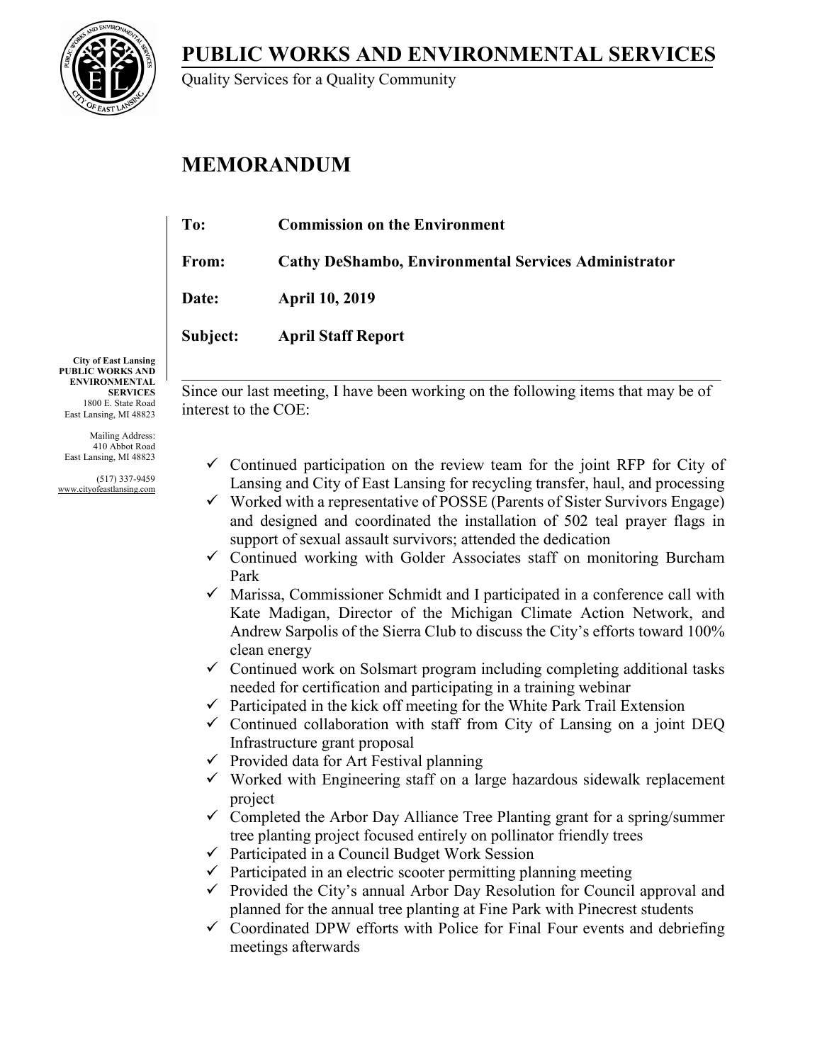# PUBLIC WORKS AND ENVIRONMENTAL SERVICES

Quality Services for a Quality Community

City of East Lansing
PUBLIC WORKS AND ENVIRONMENTAL SERVICES
1800 E. State Road
East Lansing, MI 48823

Mailing Address:
410 Abbot Road
East Lansing, MI 48823

(517) 337-9459
www.cityofeastlansing.com

## MEMORANDUM

**To:** **Commission on the Environment**

**From:** **Cathy DeShambo, Environmental Services Administrator**

**Date:** **April 10, 2019**

**Subject:** **April Staff Report**

---

Since our last meeting, I have been working on the following items that may be of interest to the COE:

- ✓ Continued participation on the review team for the joint RFP for City of Lansing and City of East Lansing for recycling transfer, haul, and processing
- ✓ Worked with a representative of POSSE (Parents of Sister Survivors Engage) and designed and coordinated the installation of 502 teal prayer flags in support of sexual assault survivors; attended the dedication
- ✓ Continued working with Golder Associates staff on monitoring Burcham Park
- ✓ Marissa, Commissioner Schmidt and I participated in a conference call with Kate Madigan, Director of the Michigan Climate Action Network, and Andrew Sarpolis of the Sierra Club to discuss the City's efforts toward 100% clean energy
- ✓ Continued work on Solsmart program including completing additional tasks needed for certification and participating in a training webinar
- ✓ Participated in the kick off meeting for the White Park Trail Extension
- ✓ Continued collaboration with staff from City of Lansing on a joint DEQ Infrastructure grant proposal
- ✓ Provided data for Art Festival planning
- ✓ Worked with Engineering staff on a large hazardous sidewalk replacement project
- ✓ Completed the Arbor Day Alliance Tree Planting grant for a spring/summer tree planting project focused entirely on pollinator friendly trees
- ✓ Participated in a Council Budget Work Session
- ✓ Participated in an electric scooter permitting planning meeting
- ✓ Provided the City's annual Arbor Day Resolution for Council approval and planned for the annual tree planting at Fine Park with Pinecrest students
- ✓ Coordinated DPW efforts with Police for Final Four events and debriefing meetings afterwards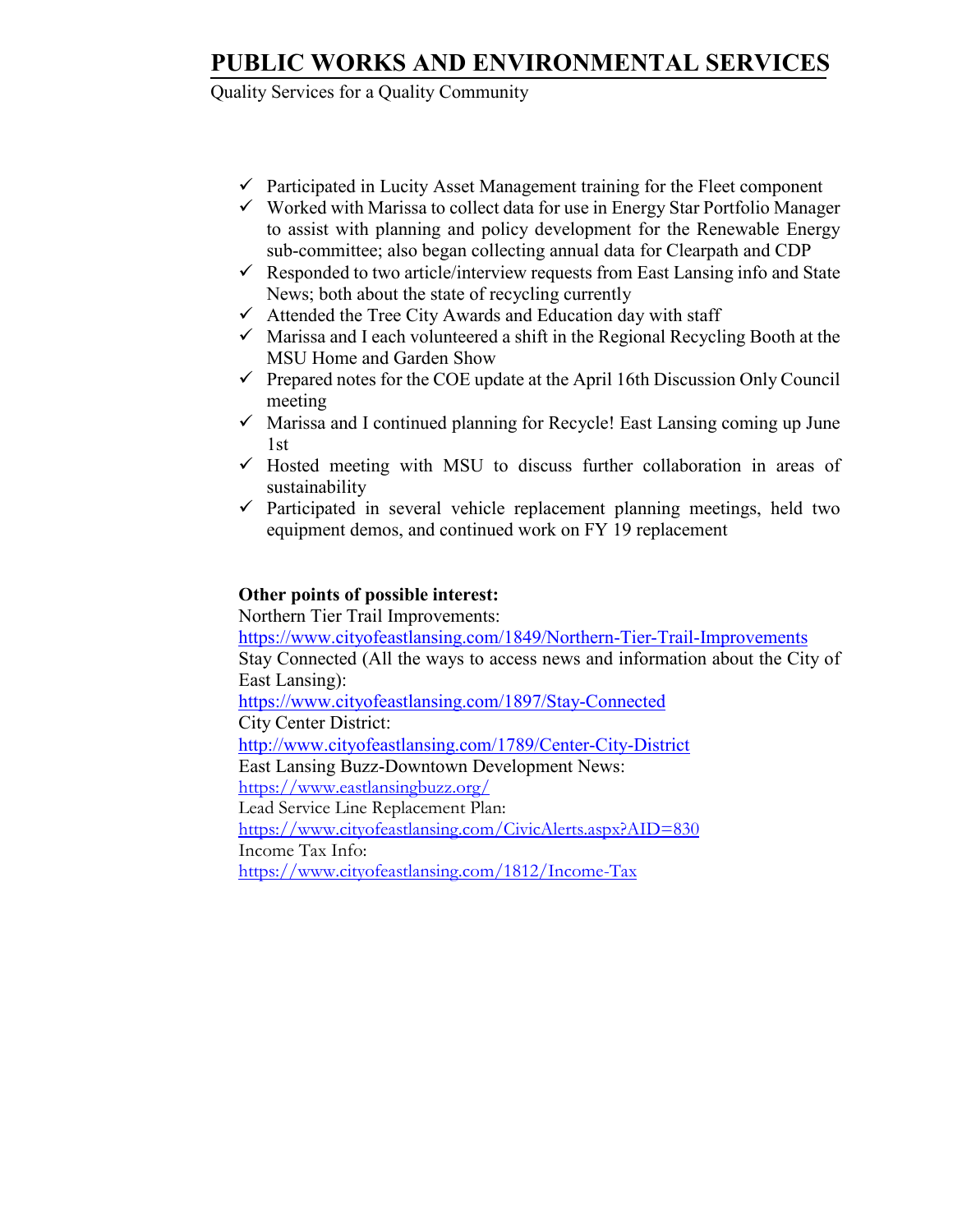# PUBLIC WORKS AND ENVIRONMENTAL SERVICES

Quality Services for a Quality Community

- ✓ Participated in Lucity Asset Management training for the Fleet component
- ✓ Worked with Marissa to collect data for use in Energy Star Portfolio Manager to assist with planning and policy development for the Renewable Energy sub-committee; also began collecting annual data for Clearpath and CDP
- ✓ Responded to two article/interview requests from East Lansing info and State News; both about the state of recycling currently
- ✓ Attended the Tree City Awards and Education day with staff
- ✓ Marissa and I each volunteered a shift in the Regional Recycling Booth at the MSU Home and Garden Show
- ✓ Prepared notes for the COE update at the April 16th Discussion Only Council meeting
- ✓ Marissa and I continued planning for Recycle! East Lansing coming up June 1st
- ✓ Hosted meeting with MSU to discuss further collaboration in areas of sustainability
- ✓ Participated in several vehicle replacement planning meetings, held two equipment demos, and continued work on FY 19 replacement

**Other points of possible interest:**

Northern Tier Trail Improvements:
https://www.cityofeastlansing.com/1849/Northern-Tier-Trail-Improvements

Stay Connected (All the ways to access news and information about the City of East Lansing):
https://www.cityofeastlansing.com/1897/Stay-Connected

City Center District:
http://www.cityofeastlansing.com/1789/Center-City-District

East Lansing Buzz-Downtown Development News:
https://www.eastlansingbuzz.org/

Lead Service Line Replacement Plan:
https://www.cityofeastlansing.com/CivicAlerts.aspx?AID=830

Income Tax Info:
https://www.cityofeastlansing.com/1812/Income-Tax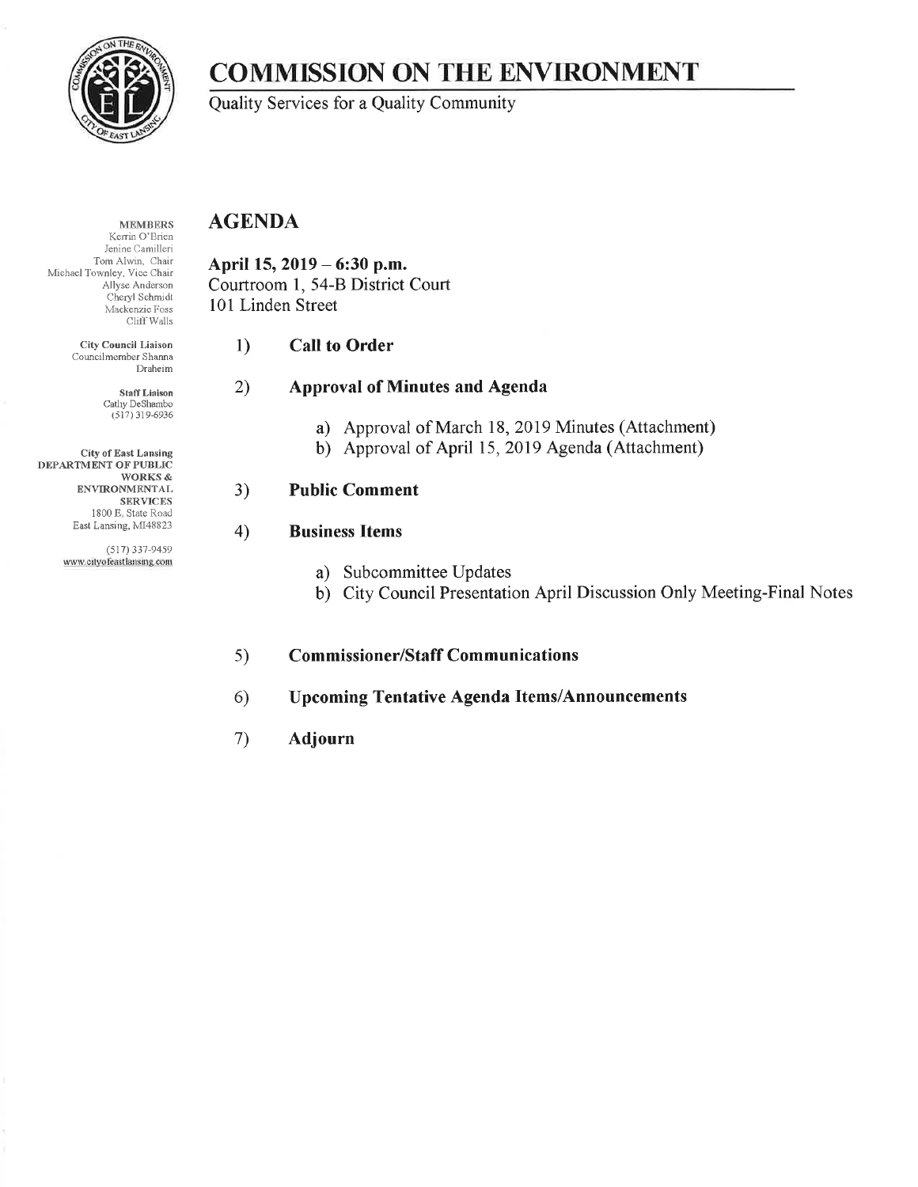# COMMISSION ON THE ENVIRONMENT

Quality Services for a Quality Community

MEMBERS
Kerrin O'Brien
Jenine Camilleri
Tom Alwin, Chair
Michael Townley, Vice Chair
Allyse Anderson
Cheryl Schmidt
Mackenzie Foss
Cliff Walls

City Council Liaison
Councilmember Shanna Draheim

Staff Liaison
Cathy DeShambo
(517) 319-6936

City of East Lansing
DEPARTMENT OF PUBLIC WORKS & ENVIRONMENTAL SERVICES
1800 E. State Road
East Lansing, MI48823

(517) 337-9459
www.cityofeastlansing.com

## AGENDA

**April 15, 2019 – 6:30 p.m.**
Courtroom 1, 54-B District Court
101 Linden Street

1) **Call to Order**

2) **Approval of Minutes and Agenda**
   a) Approval of March 18, 2019 Minutes (Attachment)
   b) Approval of April 15, 2019 Agenda (Attachment)

3) **Public Comment**

4) **Business Items**
   a) Subcommittee Updates
   b) City Council Presentation April Discussion Only Meeting-Final Notes

5) **Commissioner/Staff Communications**

6) **Upcoming Tentative Agenda Items/Announcements**

7) **Adjourn**